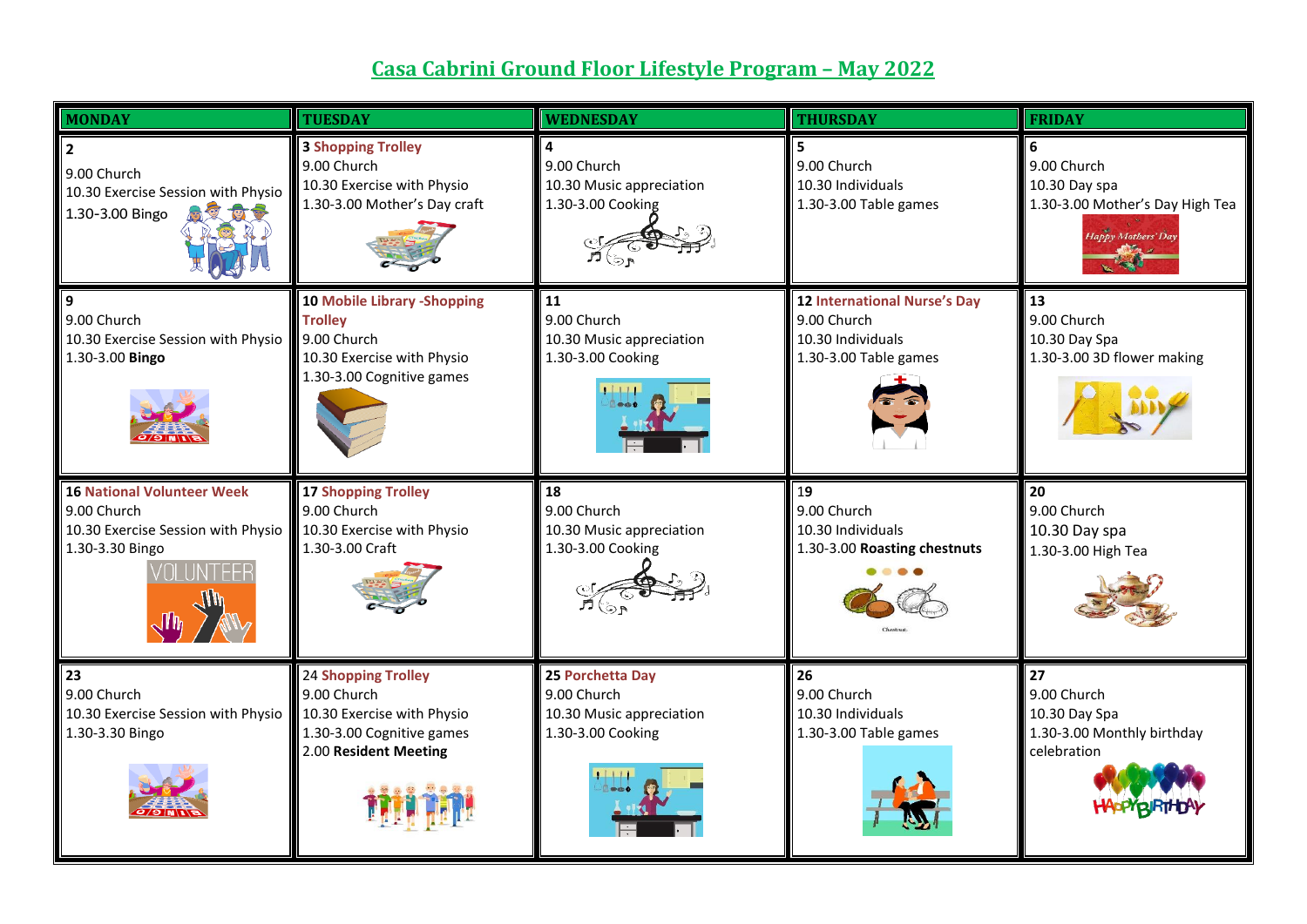# Casa Cabrini Ground Floor Lifestyle Program – May 2022

| MONDAY | TUESDAY | WEDNESDAY | THURSDAY | FRIDAY |
|---|---|---|---|---|
| **2**<br>9.00 Church<br>10.30 Exercise Session with Physio<br>1.30-3.00 Bingo | **3 Shopping Trolley**<br>9.00 Church<br>10.30 Exercise with Physio<br>1.30-3.00 Mother's Day craft | **4**<br>9.00 Church<br>10.30 Music appreciation<br>1.30-3.00 Cooking | **5**<br>9.00 Church<br>10.30 Individuals<br>1.30-3.00 Table games | **6**<br>9.00 Church<br>10.30 Day spa<br>1.30-3.00 Mother's Day High Tea |
| **9**<br>9.00 Church<br>10.30 Exercise Session with Physio<br>1.30-3.00 **Bingo** | **10 Mobile Library -Shopping Trolley**<br>9.00 Church<br>10.30 Exercise with Physio<br>1.30-3.00 Cognitive games | **11**<br>9.00 Church<br>10.30 Music appreciation<br>1.30-3.00 Cooking | **12 International Nurse's Day**<br>9.00 Church<br>10.30 Individuals<br>1.30-3.00 Table games | **13**<br>9.00 Church<br>10.30 Day Spa<br>1.30-3.00 3D flower making |
| **16 National Volunteer Week**<br>9.00 Church<br>10.30 Exercise Session with Physio<br>1.30-3.30 Bingo | **17 Shopping Trolley**<br>9.00 Church<br>10.30 Exercise with Physio<br>1.30-3.00 Craft | **18**<br>9.00 Church<br>10.30 Music appreciation<br>1.30-3.00 Cooking | **19**<br>9.00 Church<br>10.30 Individuals<br>1.30-3.00 **Roasting chestnuts** | **20**<br>9.00 Church<br>10.30 Day spa<br>1.30-3.00 High Tea |
| **23**<br>9.00 Church<br>10.30 Exercise Session with Physio<br>1.30-3.30 Bingo | **24 Shopping Trolley**<br>9.00 Church<br>10.30 Exercise with Physio<br>1.30-3.00 Cognitive games<br>2.00 **Resident Meeting** | **25 Porchetta Day**<br>9.00 Church<br>10.30 Music appreciation<br>1.30-3.00 Cooking | **26**<br>9.00 Church<br>10.30 Individuals<br>1.30-3.00 Table games | **27**<br>9.00 Church<br>10.30 Day Spa<br>1.30-3.00 Monthly birthday celebration |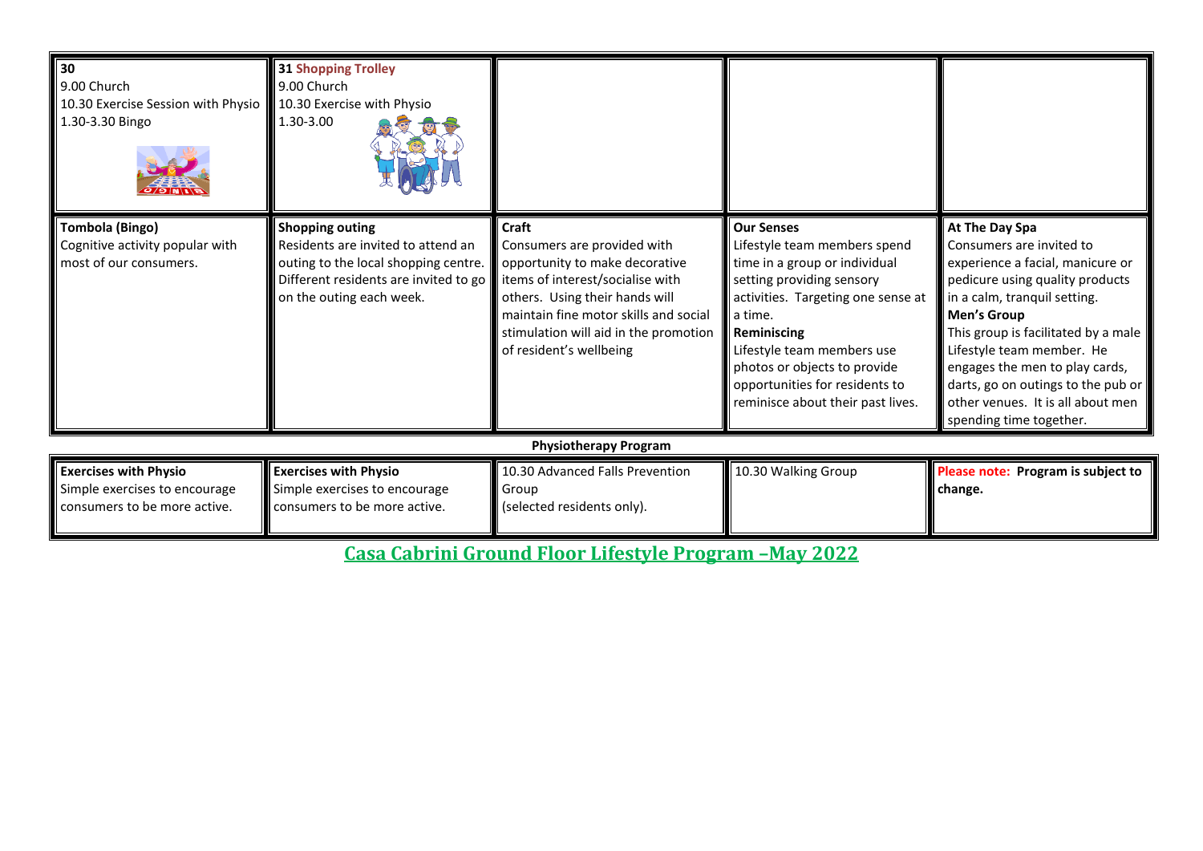| | | | | |
|---|---|---|---|---|
| **30**<br>9.00 Church<br>10.30 Exercise Session with Physio<br>1.30-3.30 Bingo | **31 Shopping Trolley**<br>9.00 Church<br>10.30 Exercise with Physio<br>1.30-3.00 | | | |
| **Tombola (Bingo)**<br>Cognitive activity popular with most of our consumers. | **Shopping outing**<br>Residents are invited to attend an outing to the local shopping centre. Different residents are invited to go on the outing each week. | **Craft**<br>Consumers are provided with opportunity to make decorative items of interest/socialise with others. Using their hands will maintain fine motor skills and social stimulation will aid in the promotion of resident's wellbeing | **Our Senses**<br>Lifestyle team members spend time in a group or individual setting providing sensory activities. Targeting one sense at a time.<br>**Reminiscing**<br>Lifestyle team members use photos or objects to provide opportunities for residents to reminisce about their past lives. | **At The Day Spa**<br>Consumers are invited to experience a facial, manicure or pedicure using quality products in a calm, tranquil setting.<br>**Men's Group**<br>This group is facilitated by a male Lifestyle team member. He engages the men to play cards, darts, go on outings to the pub or other venues. It is all about men spending time together. |

**Physiotherapy Program**

| | | | | |
|---|---|---|---|---|
| **Exercises with Physio**<br>Simple exercises to encourage consumers to be more active. | **Exercises with Physio**<br>Simple exercises to encourage consumers to be more active. | 10.30 Advanced Falls Prevention Group<br>(selected residents only). | 10.30 Walking Group | **Please note: Program is subject to change.** |

**Casa Cabrini Ground Floor Lifestyle Program –May 2022**